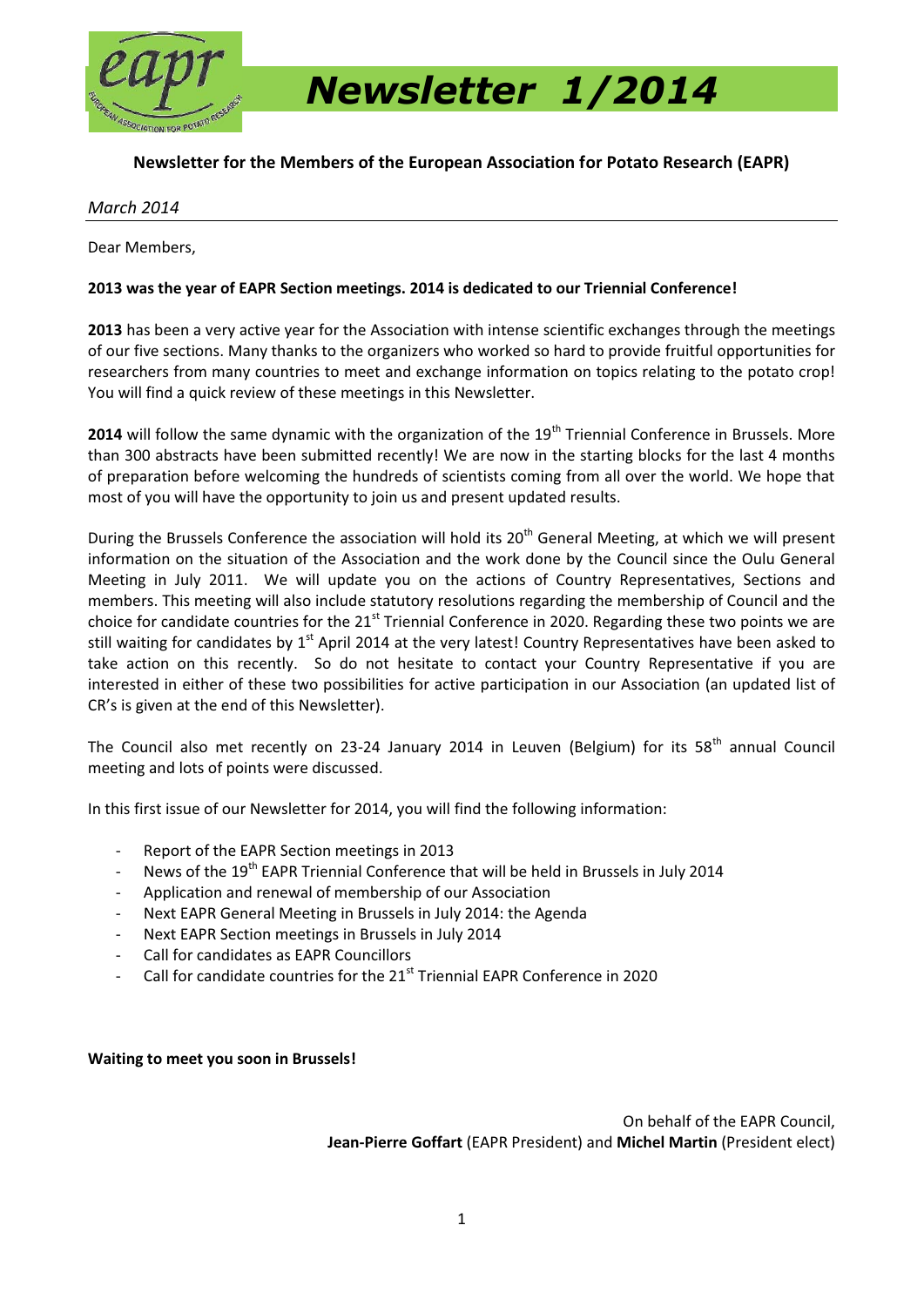# Newsletter 1/2014

**Newsletter for the Members of the European Association for Potato Research (EAPR)**

*March 2014*

Dear Members,

**2013 was the year of EAPR Section meetings. 2014 is dedicated to our Triennial Conference!**

**2013** has been a very active year for the Association with intense scientific exchanges through the meetings of our five sections. Many thanks to the organizers who worked so hard to provide fruitful opportunities for researchers from many countries to meet and exchange information on topics relating to the potato crop! You will find a quick review of these meetings in this Newsletter.

**2014** will follow the same dynamic with the organization of the 19th Triennial Conference in Brussels. More than 300 abstracts have been submitted recently! We are now in the starting blocks for the last 4 months of preparation before welcoming the hundreds of scientists coming from all over the world. We hope that most of you will have the opportunity to join us and present updated results.

During the Brussels Conference the association will hold its 20th General Meeting, at which we will present information on the situation of the Association and the work done by the Council since the Oulu General Meeting in July 2011. We will update you on the actions of Country Representatives, Sections and members. This meeting will also include statutory resolutions regarding the membership of Council and the choice for candidate countries for the 21st Triennial Conference in 2020. Regarding these two points we are still waiting for candidates by 1st April 2014 at the very latest! Country Representatives have been asked to take action on this recently. So do not hesitate to contact your Country Representative if you are interested in either of these two possibilities for active participation in our Association (an updated list of CR's is given at the end of this Newsletter).

The Council also met recently on 23-24 January 2014 in Leuven (Belgium) for its 58th annual Council meeting and lots of points were discussed.

In this first issue of our Newsletter for 2014, you will find the following information:

- Report of the EAPR Section meetings in 2013
- News of the 19th EAPR Triennial Conference that will be held in Brussels in July 2014
- Application and renewal of membership of our Association
- Next EAPR General Meeting in Brussels in July 2014: the Agenda
- Next EAPR Section meetings in Brussels in July 2014
- Call for candidates as EAPR Councillors
- Call for candidate countries for the 21st Triennial EAPR Conference in 2020

**Waiting to meet you soon in Brussels!**

On behalf of the EAPR Council,
**Jean-Pierre Goffart** (EAPR President) and **Michel Martin** (President elect)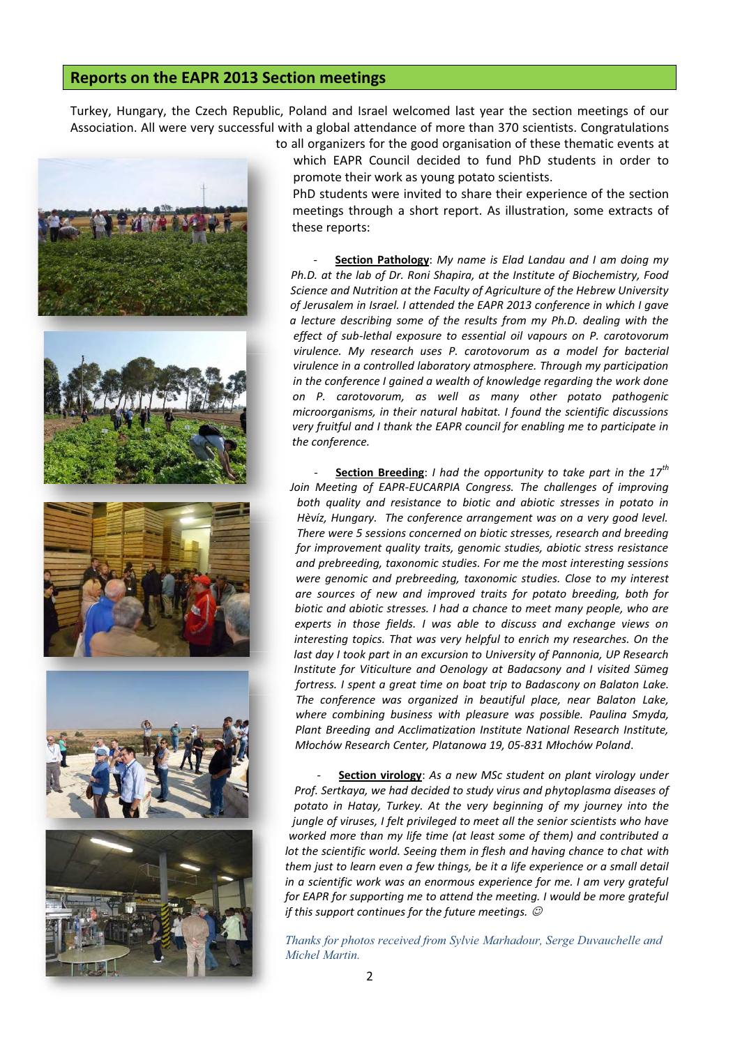## Reports on the EAPR 2013 Section meetings

Turkey, Hungary, the Czech Republic, Poland and Israel welcomed last year the section meetings of our Association. All were very successful with a global attendance of more than 370 scientists. Congratulations to all organizers for the good organisation of these thematic events at which EAPR Council decided to fund PhD students in order to promote their work as young potato scientists.

PhD students were invited to share their experience of the section meetings through a short report. As illustration, some extracts of these reports:

- **Section Pathology**: *My name is Elad Landau and I am doing my Ph.D. at the lab of Dr. Roni Shapira, at the Institute of Biochemistry, Food Science and Nutrition at the Faculty of Agriculture of the Hebrew University of Jerusalem in Israel. I attended the EAPR 2013 conference in which I gave a lecture describing some of the results from my Ph.D. dealing with the effect of sub-lethal exposure to essential oil vapours on P. carotovorum virulence. My research uses P. carotovorum as a model for bacterial virulence in a controlled laboratory atmosphere. Through my participation in the conference I gained a wealth of knowledge regarding the work done on P. carotovorum, as well as many other potato pathogenic microorganisms, in their natural habitat. I found the scientific discussions very fruitful and I thank the EAPR council for enabling me to participate in the conference.*

- **Section Breeding**: *I had the opportunity to take part in the 17th Join Meeting of EAPR-EUCARPIA Congress. The challenges of improving both quality and resistance to biotic and abiotic stresses in potato in Hèvíz, Hungary. The conference arrangement was on a very good level. There were 5 sessions concerned on biotic stresses, research and breeding for improvement quality traits, genomic studies, abiotic stress resistance and prebreeding, taxonomic studies. For me the most interesting sessions were genomic and prebreeding, taxonomic studies. Close to my interest are sources of new and improved traits for potato breeding, both for biotic and abiotic stresses. I had a chance to meet many people, who are experts in those fields. I was able to discuss and exchange views on interesting topics. That was very helpful to enrich my researches. On the last day I took part in an excursion to University of Pannonia, UP Research Institute for Viticulture and Oenology at Badacsony and I visited Sümeg fortress. I spent a great time on boat trip to Badascony on Balaton Lake. The conference was organized in beautiful place, near Balaton Lake, where combining business with pleasure was possible. Paulina Smyda, Plant Breeding and Acclimatization Institute National Research Institute, Młochów Research Center, Platanowa 19, 05-831 Młochów Poland.*

- **Section virology**: *As a new MSc student on plant virology under Prof. Sertkaya, we had decided to study virus and phytoplasma diseases of potato in Hatay, Turkey. At the very beginning of my journey into the jungle of viruses, I felt privileged to meet all the senior scientists who have worked more than my life time (at least some of them) and contributed a lot the scientific world. Seeing them in flesh and having chance to chat with them just to learn even a few things, be it a life experience or a small detail in a scientific work was an enormous experience for me. I am very grateful for EAPR for supporting me to attend the meeting. I would be more grateful if this support continues for the future meetings.* ☺

*Thanks for photos received from Sylvie Marhadour, Serge Duvauchelle and Michel Martin.*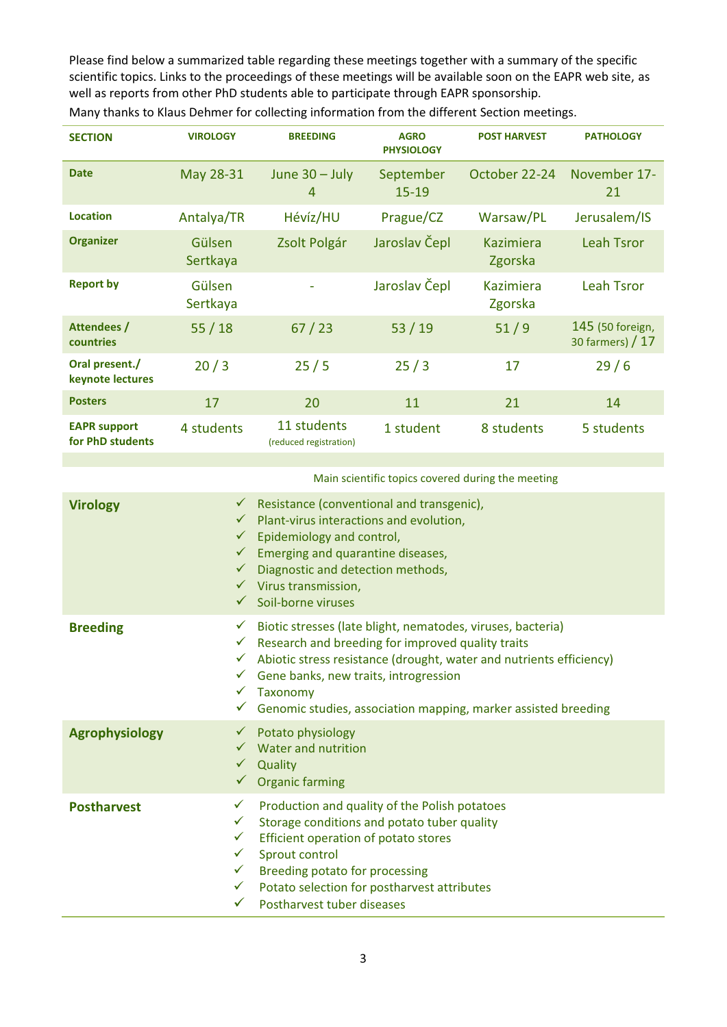Please find below a summarized table regarding these meetings together with a summary of the specific scientific topics. Links to the proceedings of these meetings will be available soon on the EAPR web site, as well as reports from other PhD students able to participate through EAPR sponsorship.

Many thanks to Klaus Dehmer for collecting information from the different Section meetings.

| SECTION | VIROLOGY | BREEDING | AGRO PHYSIOLOGY | POST HARVEST | PATHOLOGY |
|---|---|---|---|---|---|
| Date | May 28-31 | June 30 – July 4 | September 15-19 | October 22-24 | November 17-21 |
| Location | Antalya/TR | Hévíz/HU | Prague/CZ | Warsaw/PL | Jerusalem/IS |
| Organizer | Gülsen Sertkaya | Zsolt Polgár | Jaroslav Čepl | Kazimiera Zgorska | Leah Tsror |
| Report by | Gülsen Sertkaya | - | Jaroslav Čepl | Kazimiera Zgorska | Leah Tsror |
| Attendees / countries | 55 / 18 | 67 / 23 | 53 / 19 | 51 / 9 | 145 (50 foreign, 30 farmers) / 17 |
| Oral present./ keynote lectures | 20 / 3 | 25 / 5 | 25 / 3 | 17 | 29 / 6 |
| Posters | 17 | 20 | 11 | 21 | 14 |
| EAPR support for PhD students | 4 students | 11 students (reduced registration) | 1 student | 8 students | 5 students |

| | Main scientific topics covered during the meeting |
|---|---|
| **Virology** | ✓ Resistance (conventional and transgenic),<br>✓ Plant-virus interactions and evolution,<br>✓ Epidemiology and control,<br>✓ Emerging and quarantine diseases,<br>✓ Diagnostic and detection methods,<br>✓ Virus transmission,<br>✓ Soil-borne viruses |
| **Breeding** | ✓ Biotic stresses (late blight, nematodes, viruses, bacteria)<br>✓ Research and breeding for improved quality traits<br>✓ Abiotic stress resistance (drought, water and nutrients efficiency)<br>✓ Gene banks, new traits, introgression<br>✓ Taxonomy<br>✓ Genomic studies, association mapping, marker assisted breeding |
| **Agrophysiology** | ✓ Potato physiology<br>✓ Water and nutrition<br>✓ Quality<br>✓ Organic farming |
| **Postharvest** | ✓ Production and quality of the Polish potatoes<br>✓ Storage conditions and potato tuber quality<br>✓ Efficient operation of potato stores<br>✓ Sprout control<br>✓ Breeding potato for processing<br>✓ Potato selection for postharvest attributes<br>✓ Postharvest tuber diseases |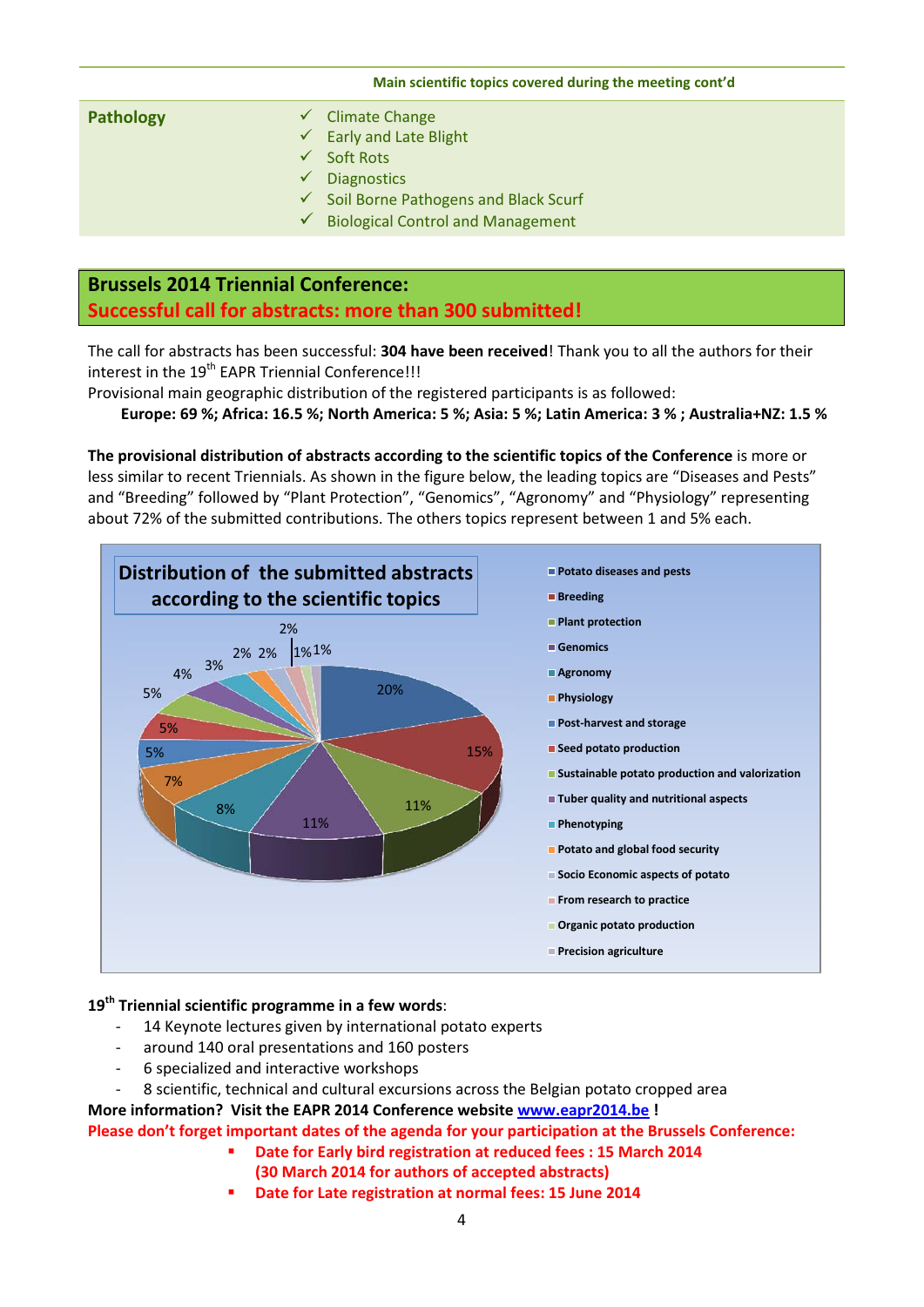Main scientific topics covered during the meeting cont'd

| | |
|---|---|
| **Pathology** | ✓ Climate Change<br>✓ Early and Late Blight<br>✓ Soft Rots<br>✓ Diagnostics<br>✓ Soil Borne Pathogens and Black Scurf<br>✓ Biological Control and Management |

## Brussels 2014 Triennial Conference:
## Successful call for abstracts: more than 300 submitted!

The call for abstracts has been successful: **304 have been received**! Thank you to all the authors for their interest in the 19th EAPR Triennial Conference!!!

Provisional main geographic distribution of the registered participants is as followed:

**Europe: 69 %; Africa: 16.5 %; North America: 5 %; Asia: 5 %; Latin America: 3 % ; Australia+NZ: 1.5 %**

**The provisional distribution of abstracts according to the scientific topics of the Conference** is more or less similar to recent Triennials. As shown in the figure below, the leading topics are "Diseases and Pests" and "Breeding" followed by "Plant Protection", "Genomics", "Agronomy" and "Physiology" representing about 72% of the submitted contributions. The others topics represent between 1 and 5% each.

**Distribution of the submitted abstracts according to the scientific topics**

| Topic | % |
|---|---|
| Potato diseases and pests | 20% |
| Breeding | 15% |
| Plant protection | 11% |
| Genomics | 11% |
| Agronomy | 8% |
| Physiology | 7% |
| Post-harvest and storage | 5% |
| Seed potato production | 5% |
| Sustainable potato production and valorization | 5% |
| Tuber quality and nutritional aspects | 4% |
| Phenotyping | 3% |
| Potato and global food security | 2% |
| Socio Economic aspects of potato | 2% |
| From research to practice | 2% |
| Organic potato production | 1% |
| Precision agriculture | 1% |

**19th Triennial scientific programme in a few words**:

- 14 Keynote lectures given by international potato experts
- around 140 oral presentations and 160 posters
- 6 specialized and interactive workshops
- 8 scientific, technical and cultural excursions across the Belgian potato cropped area

**More information? Visit the EAPR 2014 Conference website [www.eapr2014.be](http://www.eapr2014.be) !**

**Please don't forget important dates of the agenda for your participation at the Brussels Conference:**

- **Date for Early bird registration at reduced fees : 15 March 2014 (30 March 2014 for authors of accepted abstracts)**
- **Date for Late registration at normal fees: 15 June 2014**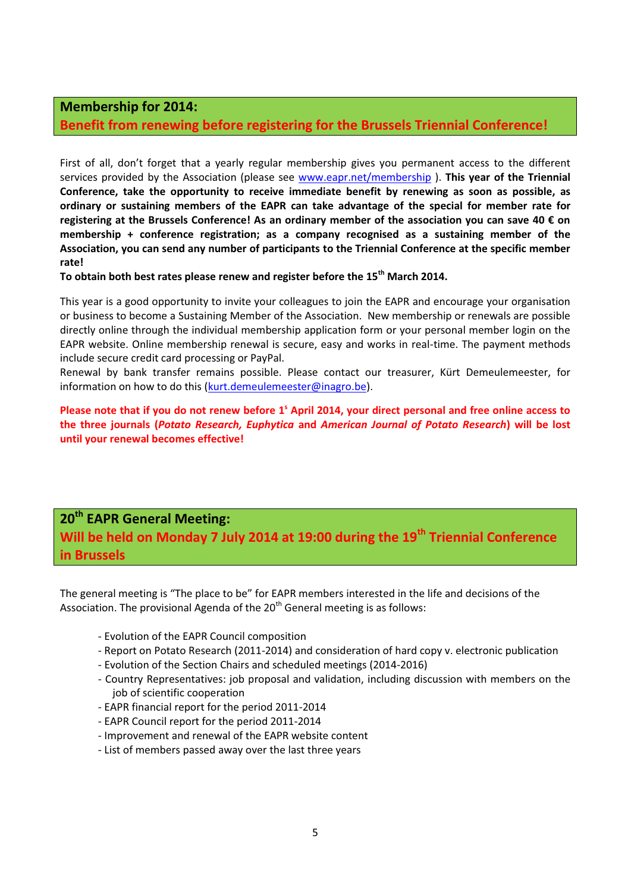## Membership for 2014:

## Benefit from renewing before registering for the Brussels Triennial Conference!

First of all, don't forget that a yearly regular membership gives you permanent access to the different services provided by the Association (please see [www.eapr.net/membership](www.eapr.net/membership) ). **This year of the Triennial Conference, take the opportunity to receive immediate benefit by renewing as soon as possible, as ordinary or sustaining members of the EAPR can take advantage of the special for member rate for registering at the Brussels Conference! As an ordinary member of the association you can save 40 € on membership + conference registration; as a company recognised as a sustaining member of the Association, you can send any number of participants to the Triennial Conference at the specific member rate!**

**To obtain both best rates please renew and register before the 15th March 2014.**

This year is a good opportunity to invite your colleagues to join the EAPR and encourage your organisation or business to become a Sustaining Member of the Association. New membership or renewals are possible directly online through the individual membership application form or your personal member login on the EAPR website. Online membership renewal is secure, easy and works in real-time. The payment methods include secure credit card processing or PayPal.

Renewal by bank transfer remains possible. Please contact our treasurer, Kürt Demeulemeester, for information on how to do this ([kurt.demeulemeester@inagro.be](mailto:kurt.demeulemeester@inagro.be)).

**Please note that if you do not renew before 1s April 2014, your direct personal and free online access to the three journals (*Potato Research, Euphytica* and *American Journal of Potato Research*) will be lost until your renewal becomes effective!**

## 20th EAPR General Meeting:

## Will be held on Monday 7 July 2014 at 19:00 during the 19th Triennial Conference in Brussels

The general meeting is "The place to be" for EAPR members interested in the life and decisions of the Association. The provisional Agenda of the 20th General meeting is as follows:

- Evolution of the EAPR Council composition
- Report on Potato Research (2011-2014) and consideration of hard copy v. electronic publication
- Evolution of the Section Chairs and scheduled meetings (2014-2016)
- Country Representatives: job proposal and validation, including discussion with members on the job of scientific cooperation
- EAPR financial report for the period 2011-2014
- EAPR Council report for the period 2011-2014
- Improvement and renewal of the EAPR website content
- List of members passed away over the last three years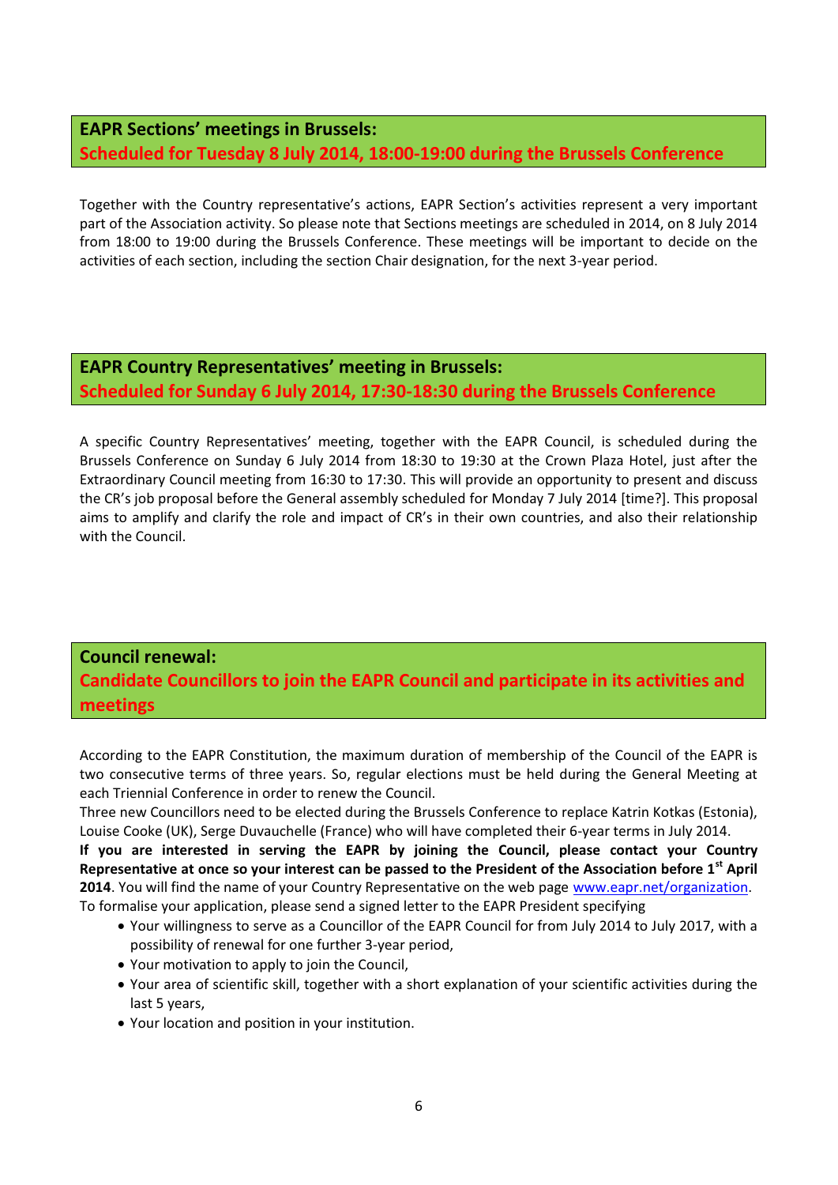## EAPR Sections' meetings in Brussels:

**Scheduled for Tuesday 8 July 2014, 18:00-19:00 during the Brussels Conference**

Together with the Country representative's actions, EAPR Section's activities represent a very important part of the Association activity. So please note that Sections meetings are scheduled in 2014, on 8 July 2014 from 18:00 to 19:00 during the Brussels Conference. These meetings will be important to decide on the activities of each section, including the section Chair designation, for the next 3-year period.

## EAPR Country Representatives' meeting in Brussels:

**Scheduled for Sunday 6 July 2014, 17:30-18:30 during the Brussels Conference**

A specific Country Representatives' meeting, together with the EAPR Council, is scheduled during the Brussels Conference on Sunday 6 July 2014 from 18:30 to 19:30 at the Crown Plaza Hotel, just after the Extraordinary Council meeting from 16:30 to 17:30. This will provide an opportunity to present and discuss the CR's job proposal before the General assembly scheduled for Monday 7 July 2014 [time?]. This proposal aims to amplify and clarify the role and impact of CR's in their own countries, and also their relationship with the Council.

## Council renewal:

**Candidate Councillors to join the EAPR Council and participate in its activities and meetings**

According to the EAPR Constitution, the maximum duration of membership of the Council of the EAPR is two consecutive terms of three years. So, regular elections must be held during the General Meeting at each Triennial Conference in order to renew the Council.

Three new Councillors need to be elected during the Brussels Conference to replace Katrin Kotkas (Estonia), Louise Cooke (UK), Serge Duvauchelle (France) who will have completed their 6-year terms in July 2014.

**If you are interested in serving the EAPR by joining the Council, please contact your Country Representative at once so your interest can be passed to the President of the Association before 1st April 2014**. You will find the name of your Country Representative on the web page www.eapr.net/organization.

To formalise your application, please send a signed letter to the EAPR President specifying

- Your willingness to serve as a Councillor of the EAPR Council for from July 2014 to July 2017, with a possibility of renewal for one further 3-year period,
- Your motivation to apply to join the Council,
- Your area of scientific skill, together with a short explanation of your scientific activities during the last 5 years,
- Your location and position in your institution.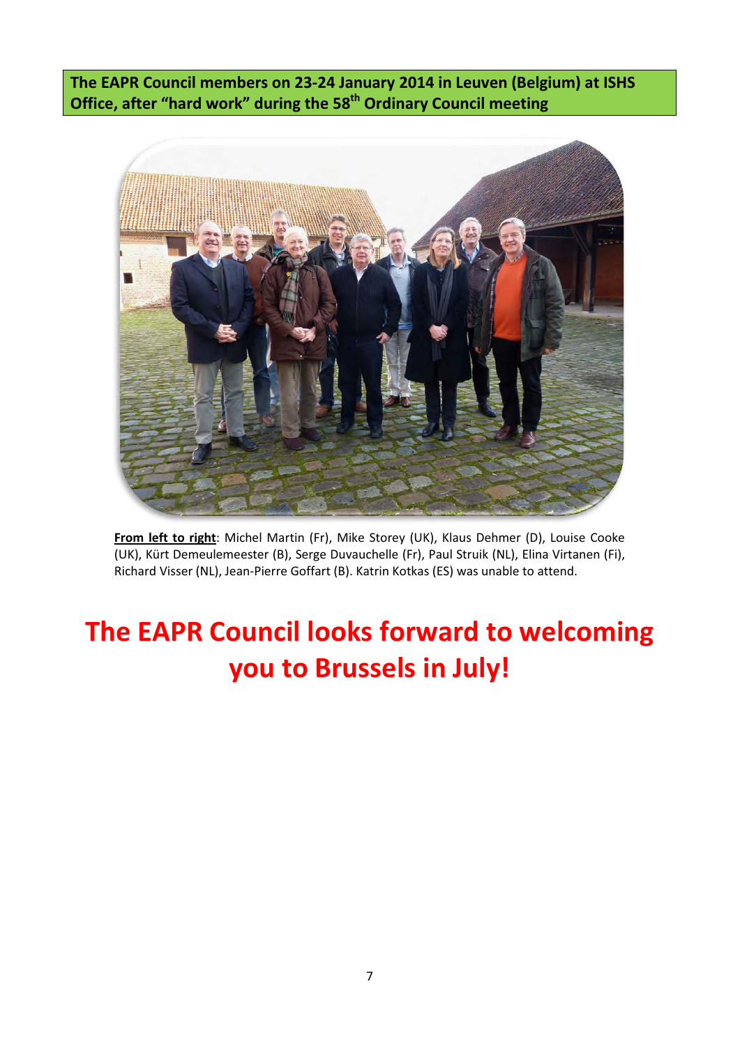**The EAPR Council members on 23-24 January 2014 in Leuven (Belgium) at ISHS Office, after "hard work" during the 58th Ordinary Council meeting**

**From left to right**: Michel Martin (Fr), Mike Storey (UK), Klaus Dehmer (D), Louise Cooke (UK), Kürt Demeulemeester (B), Serge Duvauchelle (Fr), Paul Struik (NL), Elina Virtanen (Fi), Richard Visser (NL), Jean-Pierre Goffart (B). Katrin Kotkas (ES) was unable to attend.

# The EAPR Council looks forward to welcoming you to Brussels in July!